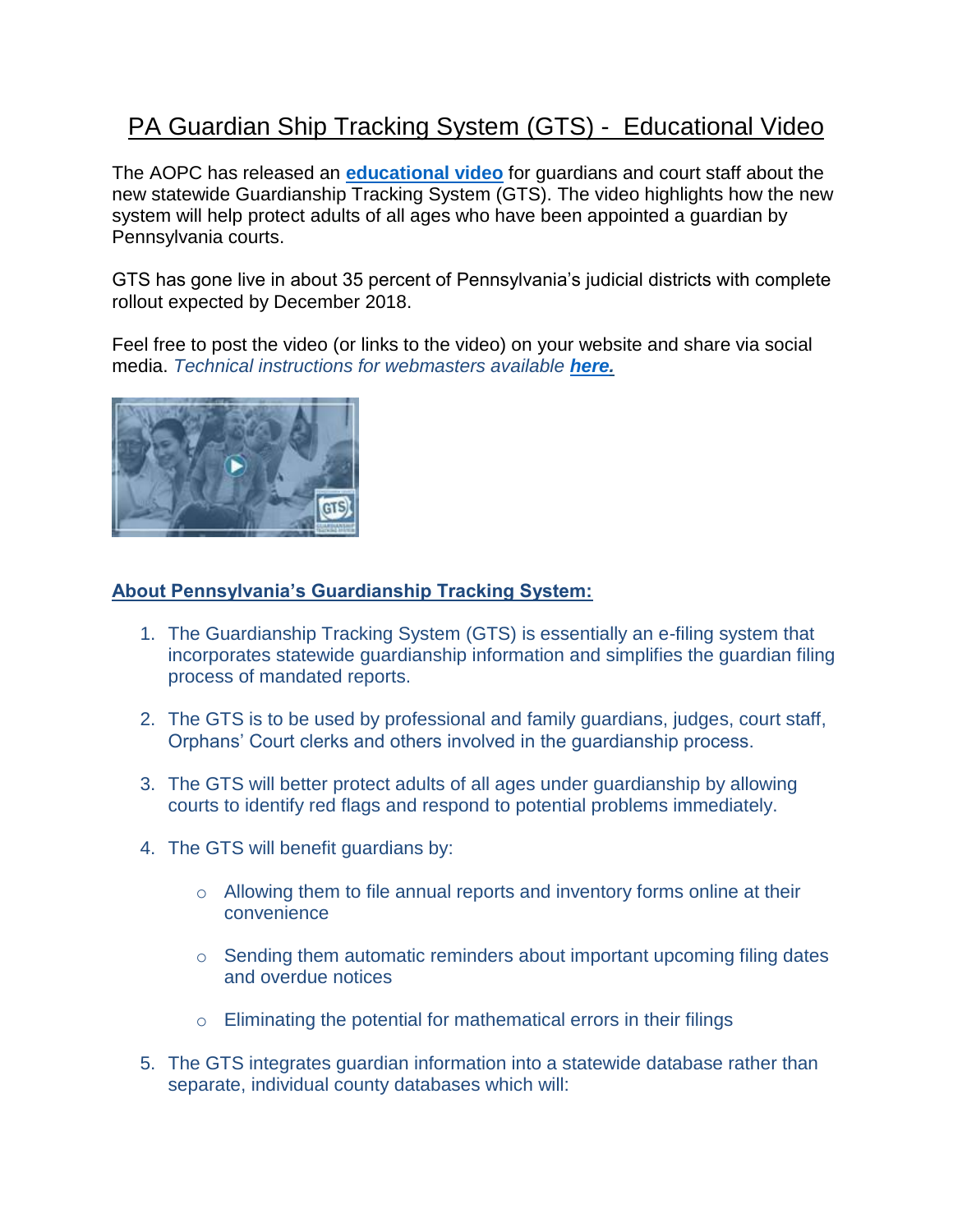# PA Guardian Ship Tracking System (GTS) - Educational Video

The AOPC has released an **educational video** for guardians and court staff about the new statewide Guardianship Tracking System (GTS). The video highlights how the new system will help protect adults of all ages who have been appointed a guardian by Pennsylvania courts.

GTS has gone live in about 35 percent of Pennsylvania's judicial districts with complete rollout expected by December 2018.

Feel free to post the video (or links to the video) on your website and share via social media. *Technical instructions for webmasters available **here.***

## About Pennsylvania's Guardianship Tracking System:

1. The Guardianship Tracking System (GTS) is essentially an e-filing system that incorporates statewide guardianship information and simplifies the guardian filing process of mandated reports.

2. The GTS is to be used by professional and family guardians, judges, court staff, Orphans' Court clerks and others involved in the guardianship process.

3. The GTS will better protect adults of all ages under guardianship by allowing courts to identify red flags and respond to potential problems immediately.

4. The GTS will benefit guardians by:

   - Allowing them to file annual reports and inventory forms online at their convenience

   - Sending them automatic reminders about important upcoming filing dates and overdue notices

   - Eliminating the potential for mathematical errors in their filings

5. The GTS integrates guardian information into a statewide database rather than separate, individual county databases which will: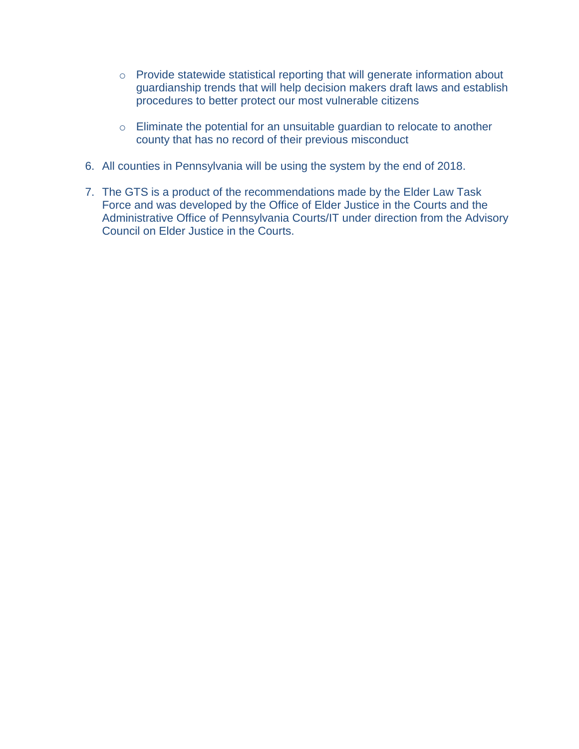- Provide statewide statistical reporting that will generate information about guardianship trends that will help decision makers draft laws and establish procedures to better protect our most vulnerable citizens

   - Eliminate the potential for an unsuitable guardian to relocate to another county that has no record of their previous misconduct

6. All counties in Pennsylvania will be using the system by the end of 2018.

7. The GTS is a product of the recommendations made by the Elder Law Task Force and was developed by the Office of Elder Justice in the Courts and the Administrative Office of Pennsylvania Courts/IT under direction from the Advisory Council on Elder Justice in the Courts.